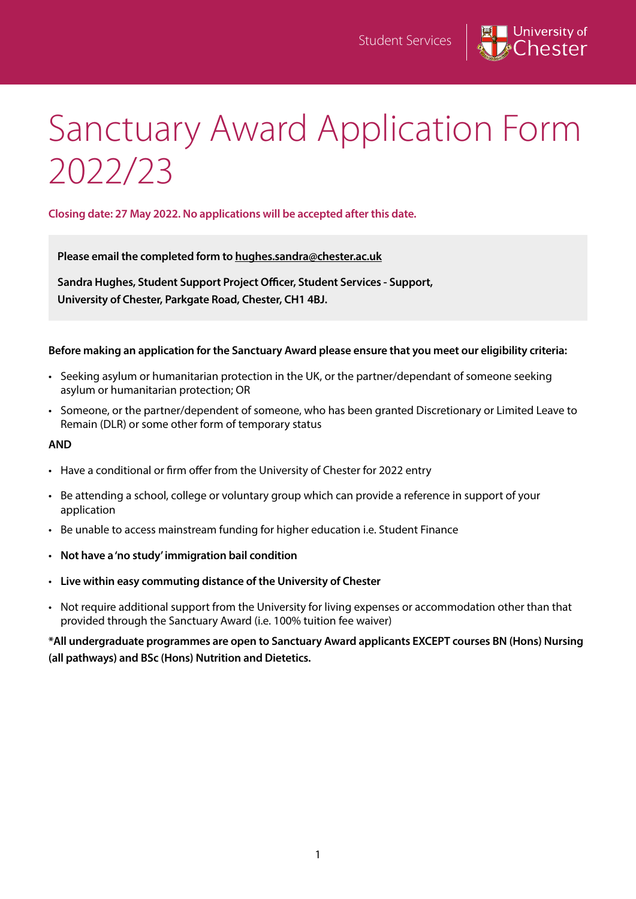Student Services | University of Chester

# Sanctuary Award Application Form 2022/23

**Closing date: 27 May 2022. No applications will be accepted after this date.**

**Please email the completed form to hughes.sandra@chester.ac.uk**

**Sandra Hughes, Student Support Project Officer, Student Services - Support, University of Chester, Parkgate Road, Chester, CH1 4BJ.**

**Before making an application for the Sanctuary Award please ensure that you meet our eligibility criteria:**

- Seeking asylum or humanitarian protection in the UK, or the partner/dependant of someone seeking asylum or humanitarian protection; OR
- Someone, or the partner/dependent of someone, who has been granted Discretionary or Limited Leave to Remain (DLR) or some other form of temporary status

**AND**

- Have a conditional or firm offer from the University of Chester for 2022 entry
- Be attending a school, college or voluntary group which can provide a reference in support of your application
- Be unable to access mainstream funding for higher education i.e. Student Finance
- **Not have a 'no study' immigration bail condition**
- **Live within easy commuting distance of the University of Chester**
- Not require additional support from the University for living expenses or accommodation other than that provided through the Sanctuary Award (i.e. 100% tuition fee waiver)

***All undergraduate programmes are open to Sanctuary Award applicants EXCEPT courses BN (Hons) Nursing (all pathways) and BSc (Hons) Nutrition and Dietetics.**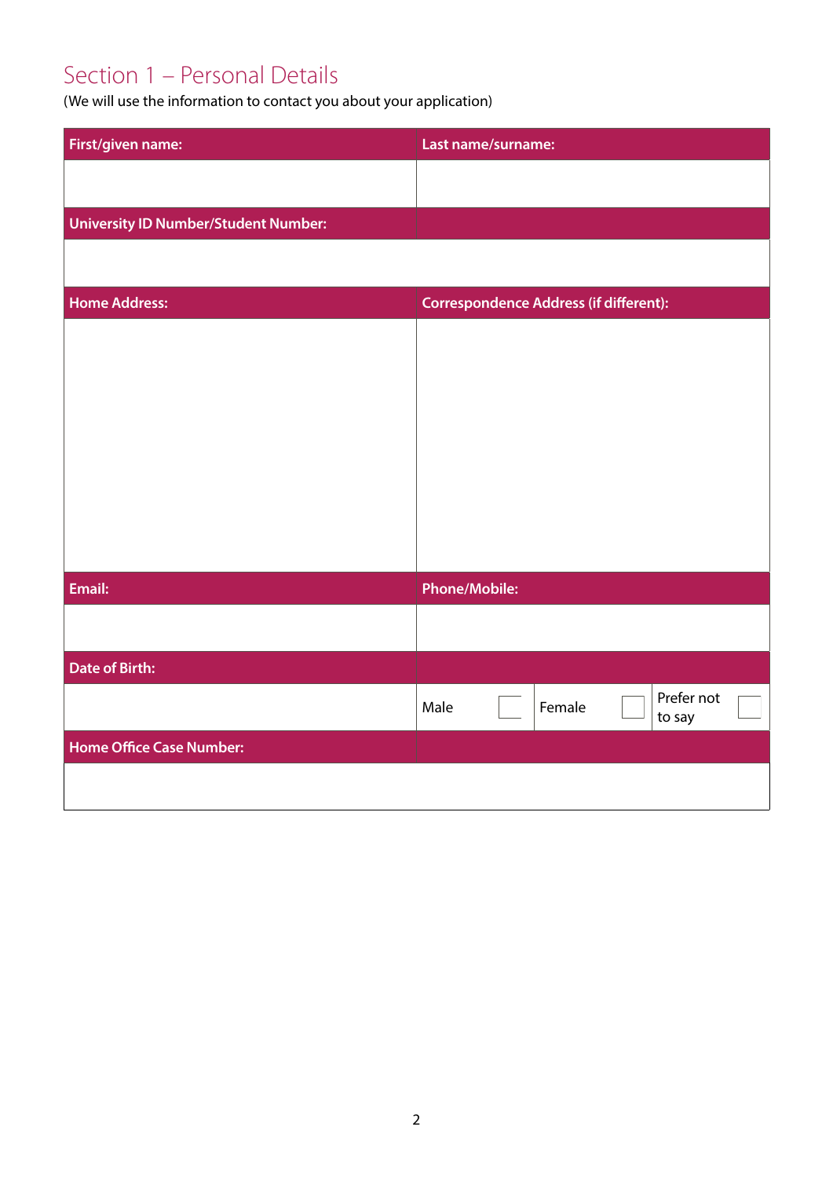## Section 1 – Personal Details

(We will use the information to contact you about your application)

| | | | | | |
|---|---|---|---|---|---|
| **First/given name:** | **Last name/surname:** | | | | |
| | | | | | |
| **University ID Number/Student Number:** | | | | | |
| | | | | | |
| **Home Address:** | **Correspondence Address (if different):** | | | | |
| | | | | | |
| **Email:** | **Phone/Mobile:** | | | | |
| | | | | | |
| **Date of Birth:** | | | | | |
| | Male | ☐ | Female | ☐ | Prefer not to say ☐ |
| **Home Office Case Number:** | | | | | |
| | | | | | |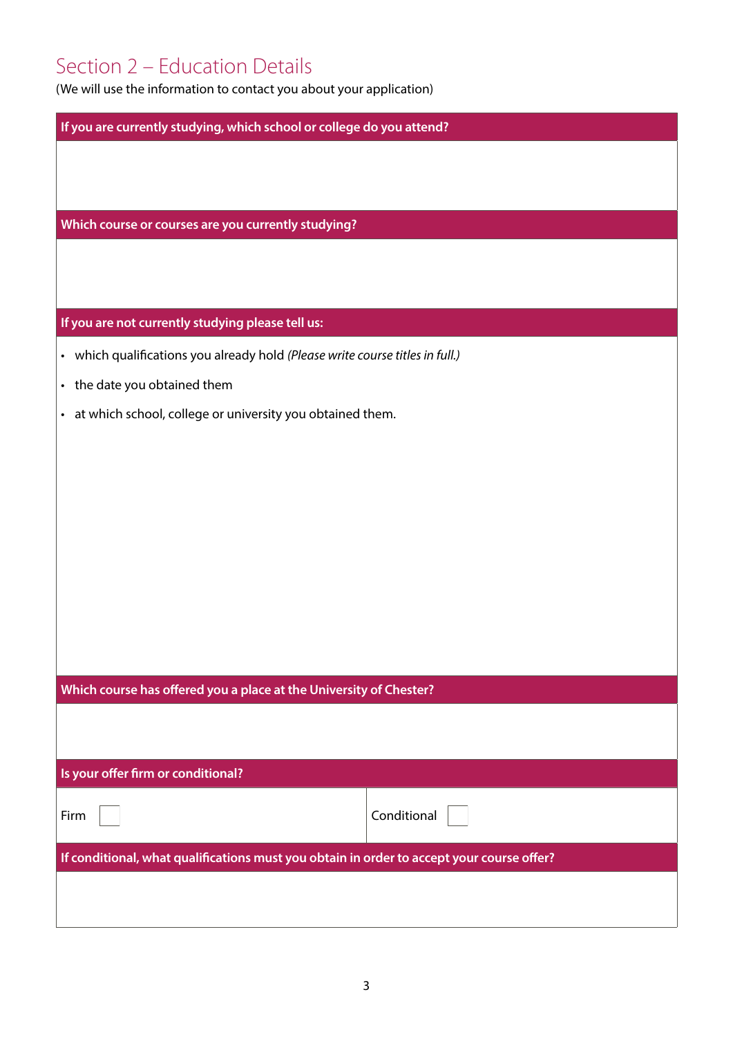## Section 2 – Education Details

(We will use the information to contact you about your application)

**If you are currently studying, which school or college do you attend?**

**Which course or courses are you currently studying?**

**If you are not currently studying please tell us:**

- which qualifications you already hold *(Please write course titles in full.)*
- the date you obtained them
- at which school, college or university you obtained them.

**Which course has offered you a place at the University of Chester?**

**Is your offer firm or conditional?**

| | |
|---|---|
| Firm ☐ | Conditional ☐ |

**If conditional, what qualifications must you obtain in order to accept your course offer?**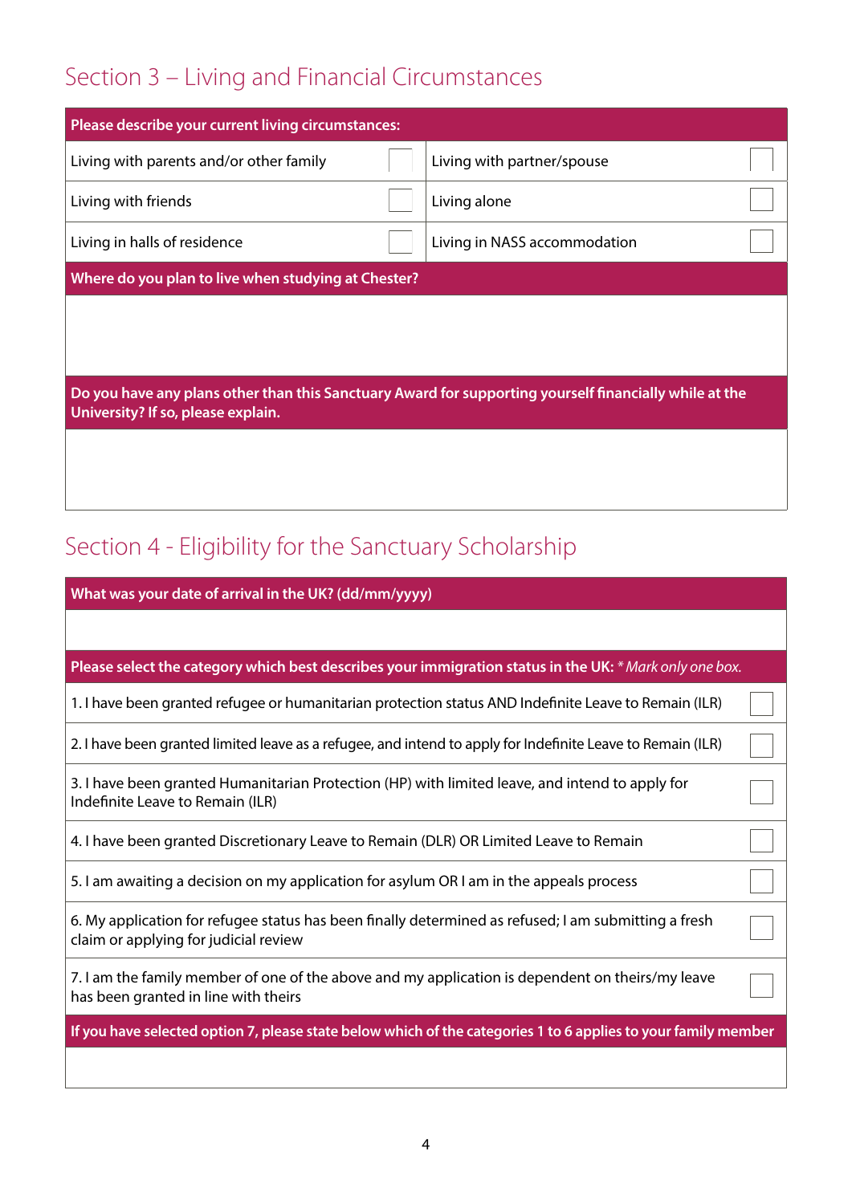## Section 3 – Living and Financial Circumstances

| **Please describe your current living circumstances:** | | | |
|---|---|---|---|
| Living with parents and/or other family | ☐ | Living with partner/spouse | ☐ |
| Living with friends | ☐ | Living alone | ☐ |
| Living in halls of residence | ☐ | Living in NASS accommodation | ☐ |

**Where do you plan to live when studying at Chester?**

**Do you have any plans other than this Sanctuary Award for supporting yourself financially while at the University? If so, please explain.**

## Section 4 - Eligibility for the Sanctuary Scholarship

**What was your date of arrival in the UK? (dd/mm/yyyy)**

| **Please select the category which best describes your immigration status in the UK:** *\* Mark only one box.* | |
|---|---|
| 1. I have been granted refugee or humanitarian protection status AND Indefinite Leave to Remain (ILR) | ☐ |
| 2. I have been granted limited leave as a refugee, and intend to apply for Indefinite Leave to Remain (ILR) | ☐ |
| 3. I have been granted Humanitarian Protection (HP) with limited leave, and intend to apply for Indefinite Leave to Remain (ILR) | ☐ |
| 4. I have been granted Discretionary Leave to Remain (DLR) OR Limited Leave to Remain | ☐ |
| 5. I am awaiting a decision on my application for asylum OR I am in the appeals process | ☐ |
| 6. My application for refugee status has been finally determined as refused; I am submitting a fresh claim or applying for judicial review | ☐ |
| 7. I am the family member of one of the above and my application is dependent on theirs/my leave has been granted in line with theirs | ☐ |

**If you have selected option 7, please state below which of the categories 1 to 6 applies to your family member**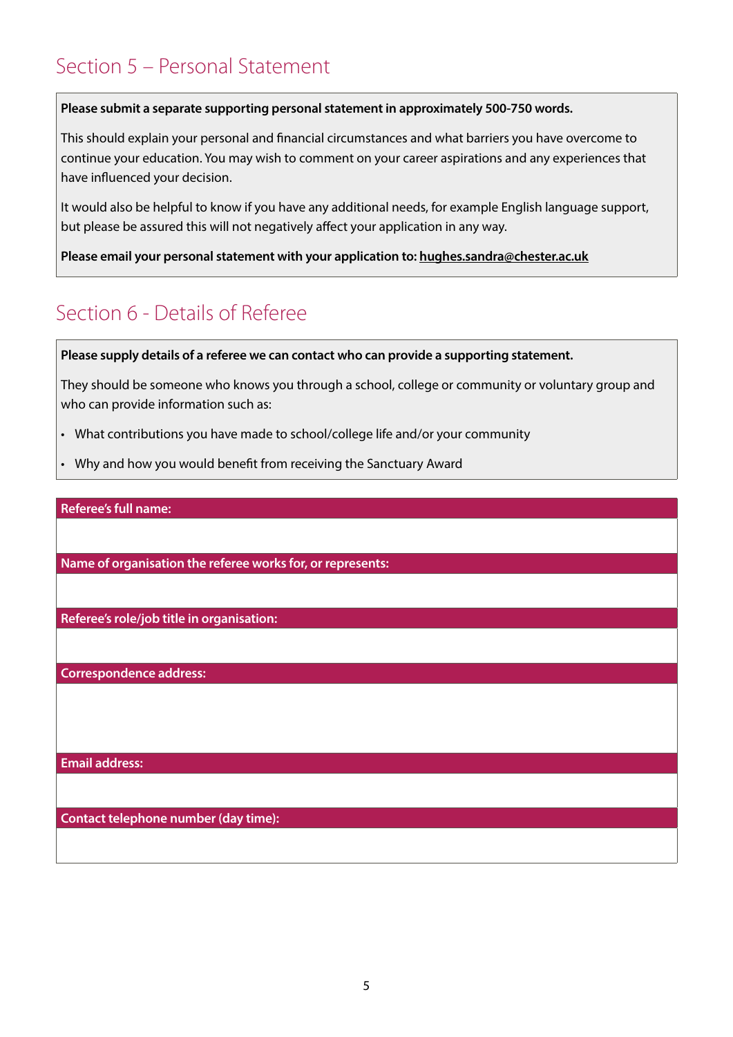## Section 5 – Personal Statement

**Please submit a separate supporting personal statement in approximately 500-750 words.**

This should explain your personal and financial circumstances and what barriers you have overcome to continue your education. You may wish to comment on your career aspirations and any experiences that have influenced your decision.

It would also be helpful to know if you have any additional needs, for example English language support, but please be assured this will not negatively affect your application in any way.

**Please email your personal statement with your application to: hughes.sandra@chester.ac.uk**

## Section 6 - Details of Referee

**Please supply details of a referee we can contact who can provide a supporting statement.**

They should be someone who knows you through a school, college or community or voluntary group and who can provide information such as:

- What contributions you have made to school/college life and/or your community
- Why and how you would benefit from receiving the Sanctuary Award

| |
|---|
| **Referee's full name:** |
| |
| **Name of organisation the referee works for, or represents:** |
| |
| **Referee's role/job title in organisation:** |
| |
| **Correspondence address:** |
| |
| **Email address:** |
| |
| **Contact telephone number (day time):** |
| |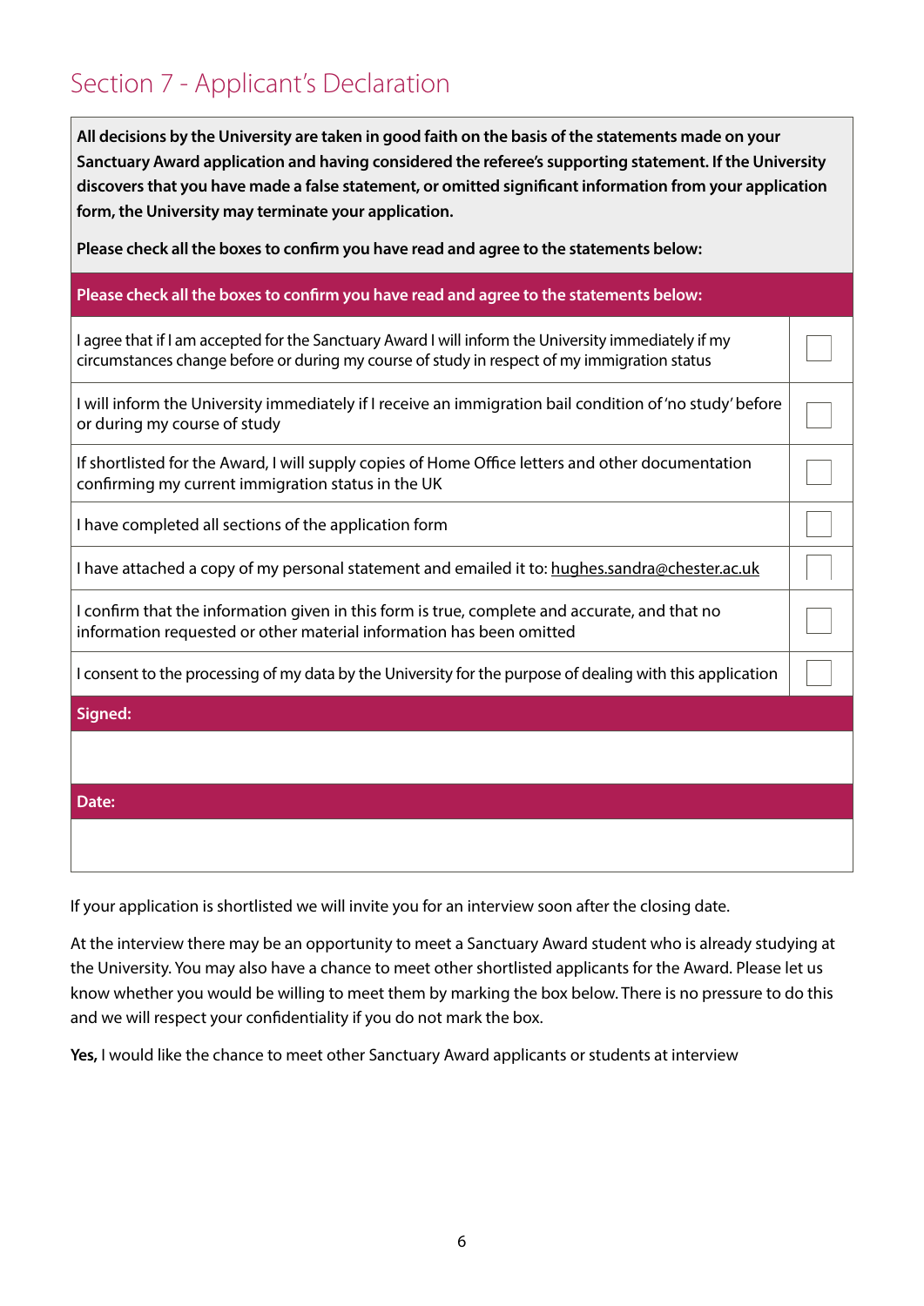## Section 7 - Applicant's Declaration

**All decisions by the University are taken in good faith on the basis of the statements made on your Sanctuary Award application and having considered the referee's supporting statement. If the University discovers that you have made a false statement, or omitted significant information from your application form, the University may terminate your application.**

**Please check all the boxes to confirm you have read and agree to the statements below:**

| **Please check all the boxes to confirm you have read and agree to the statements below:** | |
|---|---|
| I agree that if I am accepted for the Sanctuary Award I will inform the University immediately if my circumstances change before or during my course of study in respect of my immigration status | ☐ |
| I will inform the University immediately if I receive an immigration bail condition of 'no study' before or during my course of study | ☐ |
| If shortlisted for the Award, I will supply copies of Home Office letters and other documentation confirming my current immigration status in the UK | ☐ |
| I have completed all sections of the application form | ☐ |
| I have attached a copy of my personal statement and emailed it to: hughes.sandra@chester.ac.uk | ☐ |
| I confirm that the information given in this form is true, complete and accurate, and that no information requested or other material information has been omitted | ☐ |
| I consent to the processing of my data by the University for the purpose of dealing with this application | ☐ |
| **Signed:** | |
| | |
| **Date:** | |
| | |

If your application is shortlisted we will invite you for an interview soon after the closing date.

At the interview there may be an opportunity to meet a Sanctuary Award student who is already studying at the University. You may also have a chance to meet other shortlisted applicants for the Award. Please let us know whether you would be willing to meet them by marking the box below. There is no pressure to do this and we will respect your confidentiality if you do not mark the box.

**Yes,** I would like the chance to meet other Sanctuary Award applicants or students at interview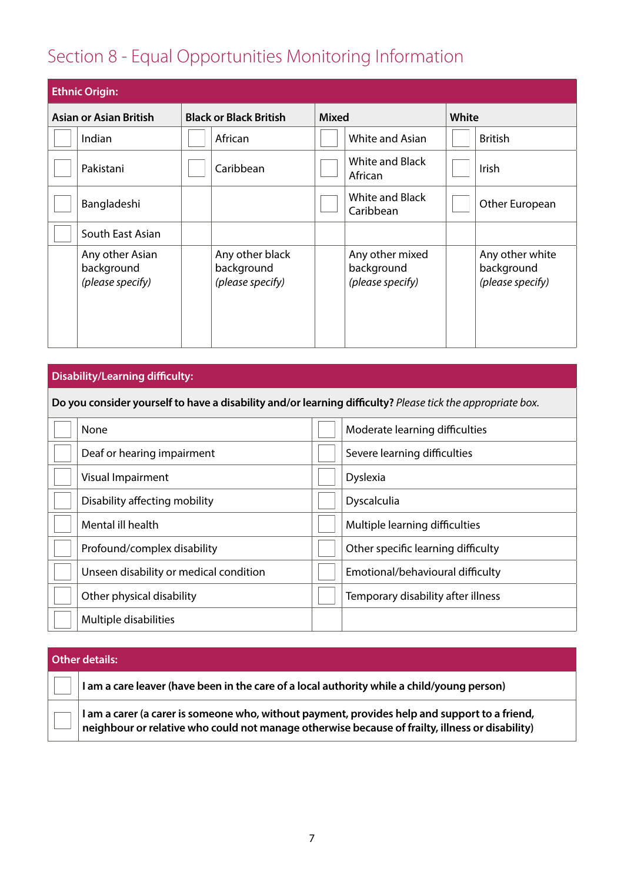# Section 8 - Equal Opportunities Monitoring Information

| Ethnic Origin: | | | | | | | |
|---|---|---|---|---|---|---|---|
| **Asian or Asian British** | | **Black or Black British** | | **Mixed** | | **White** | |
| ☐ | Indian | ☐ | African | ☐ | White and Asian | ☐ | British |
| ☐ | Pakistani | ☐ | Caribbean | ☐ | White and Black African | ☐ | Irish |
| ☐ | Bangladeshi | | | ☐ | White and Black Caribbean | ☐ | Other European |
| ☐ | South East Asian | | | | | | |
| | Any other Asian background *(please specify)* | | Any other black background *(please specify)* | | Any other mixed background *(please specify)* | | Any other white background *(please specify)* |

| Disability/Learning difficulty: | | | |
|---|---|---|---|
| **Do you consider yourself to have a disability and/or learning difficulty?** *Please tick the appropriate box.* | | | |
| ☐ | None | ☐ | Moderate learning difficulties |
| ☐ | Deaf or hearing impairment | ☐ | Severe learning difficulties |
| ☐ | Visual Impairment | ☐ | Dyslexia |
| ☐ | Disability affecting mobility | ☐ | Dyscalculia |
| ☐ | Mental ill health | ☐ | Multiple learning difficulties |
| ☐ | Profound/complex disability | ☐ | Other specific learning difficulty |
| ☐ | Unseen disability or medical condition | ☐ | Emotional/behavioural difficulty |
| ☐ | Other physical disability | ☐ | Temporary disability after illness |
| ☐ | Multiple disabilities | | |

| Other details: | |
|---|---|
| ☐ | **I am a care leaver (have been in the care of a local authority while a child/young person)** |
| ☐ | **I am a carer (a carer is someone who, without payment, provides help and support to a friend, neighbour or relative who could not manage otherwise because of frailty, illness or disability)** |